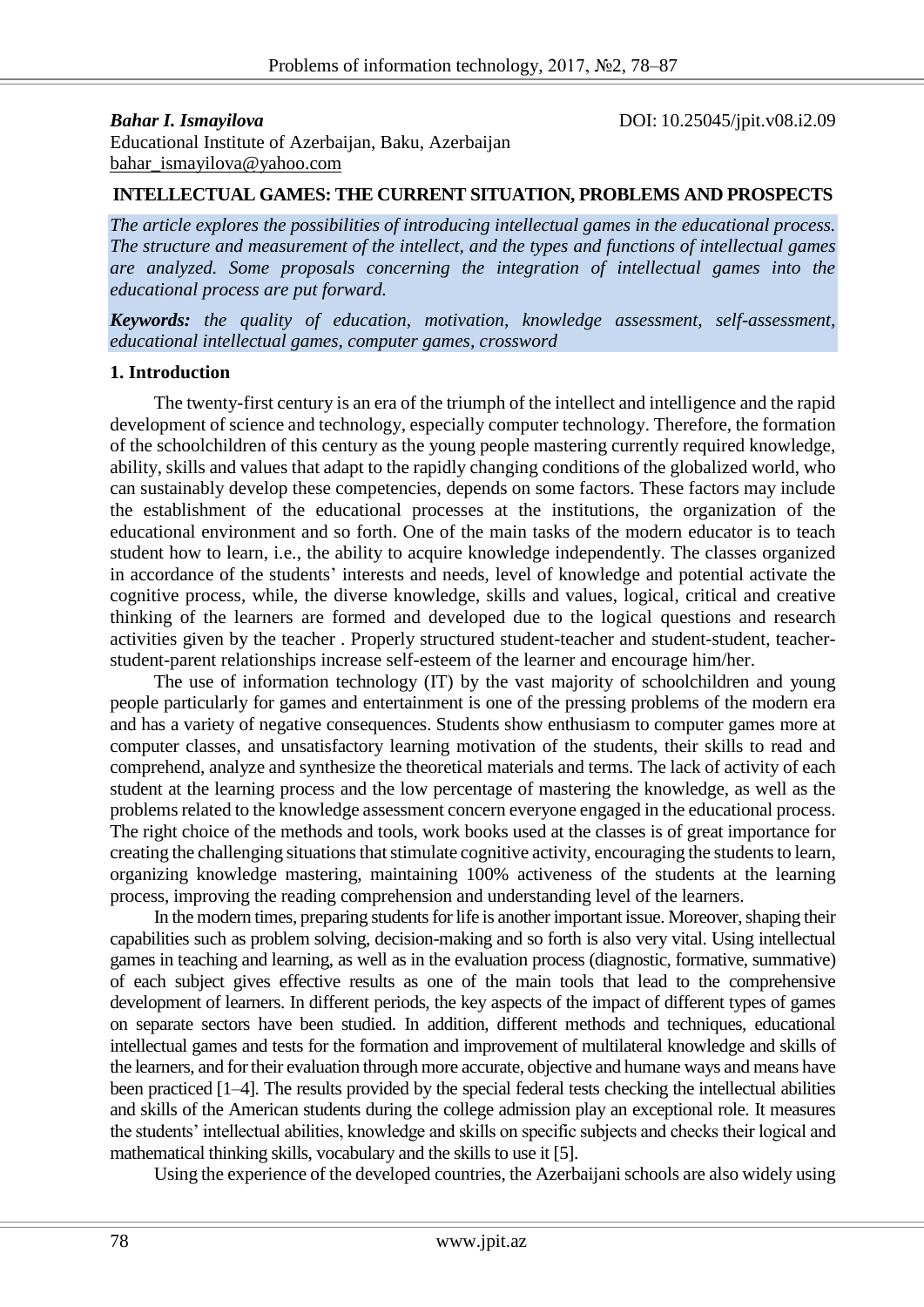**Bahar I. Ismayilova**

DOI: 10.25045/jpit.v08.i2.09

Educational Institute of Azerbaijan, Baku, Azerbaijan
bahar_ismayilova@yahoo.com

## INTELLECTUAL GAMES: THE CURRENT SITUATION, PROBLEMS AND PROSPECTS

*The article explores the possibilities of introducing intellectual games in the educational process. The structure and measurement of the intellect, and the types and functions of intellectual games are analyzed. Some proposals concerning the integration of intellectual games into the educational process are put forward.*

***Keywords:*** *the quality of education, motivation, knowledge assessment, self-assessment, educational intellectual games, computer games, crossword*

### 1. Introduction

The twenty-first century is an era of the triumph of the intellect and intelligence and the rapid development of science and technology, especially computer technology. Therefore, the formation of the schoolchildren of this century as the young people mastering currently required knowledge, ability, skills and values that adapt to the rapidly changing conditions of the globalized world, who can sustainably develop these competencies, depends on some factors. These factors may include the establishment of the educational processes at the institutions, the organization of the educational environment and so forth. One of the main tasks of the modern educator is to teach student how to learn, i.e., the ability to acquire knowledge independently. The classes organized in accordance of the students' interests and needs, level of knowledge and potential activate the cognitive process, while, the diverse knowledge, skills and values, logical, critical and creative thinking of the learners are formed and developed due to the logical questions and research activities given by the teacher . Properly structured student-teacher and student-student, teacher-student-parent relationships increase self-esteem of the learner and encourage him/her.

The use of information technology (IT) by the vast majority of schoolchildren and young people particularly for games and entertainment is one of the pressing problems of the modern era and has a variety of negative consequences. Students show enthusiasm to computer games more at computer classes, and unsatisfactory learning motivation of the students, their skills to read and comprehend, analyze and synthesize the theoretical materials and terms. The lack of activity of each student at the learning process and the low percentage of mastering the knowledge, as well as the problems related to the knowledge assessment concern everyone engaged in the educational process. The right choice of the methods and tools, work books used at the classes is of great importance for creating the challenging situations that stimulate cognitive activity, encouraging the students to learn, organizing knowledge mastering, maintaining 100% activeness of the students at the learning process, improving the reading comprehension and understanding level of the learners.

In the modern times, preparing students for life is another important issue. Moreover, shaping their capabilities such as problem solving, decision-making and so forth is also very vital. Using intellectual games in teaching and learning, as well as in the evaluation process (diagnostic, formative, summative) of each subject gives effective results as one of the main tools that lead to the comprehensive development of learners. In different periods, the key aspects of the impact of different types of games on separate sectors have been studied. In addition, different methods and techniques, educational intellectual games and tests for the formation and improvement of multilateral knowledge and skills of the learners, and for their evaluation through more accurate, objective and humane ways and means have been practiced [1–4]. The results provided by the special federal tests checking the intellectual abilities and skills of the American students during the college admission play an exceptional role. It measures the students' intellectual abilities, knowledge and skills on specific subjects and checks their logical and mathematical thinking skills, vocabulary and the skills to use it [5].

Using the experience of the developed countries, the Azerbaijani schools are also widely using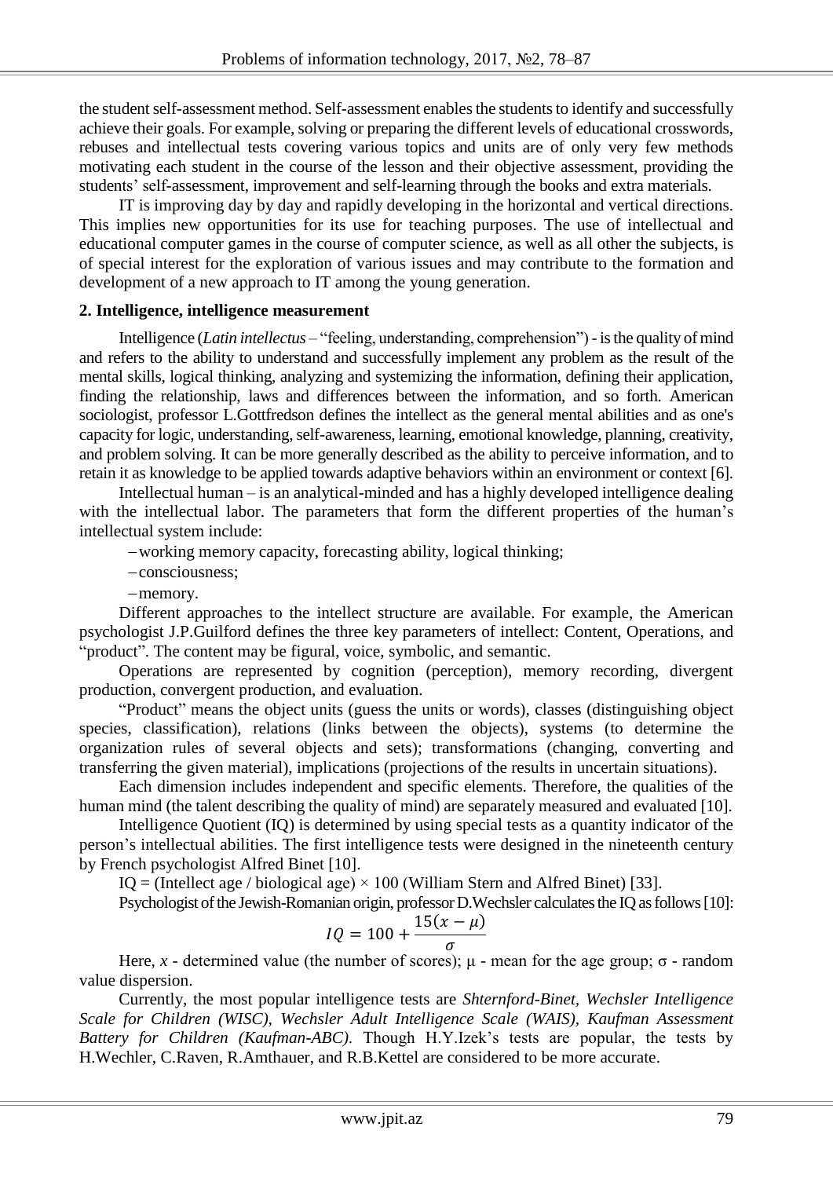the student self-assessment method. Self-assessment enables the students to identify and successfully achieve their goals. For example, solving or preparing the different levels of educational crosswords, rebuses and intellectual tests covering various topics and units are of only very few methods motivating each student in the course of the lesson and their objective assessment, providing the students' self-assessment, improvement and self-learning through the books and extra materials.

IT is improving day by day and rapidly developing in the horizontal and vertical directions. This implies new opportunities for its use for teaching purposes. The use of intellectual and educational computer games in the course of computer science, as well as all other the subjects, is of special interest for the exploration of various issues and may contribute to the formation and development of a new approach to IT among the young generation.

## 2. Intelligence, intelligence measurement

Intelligence (*Latin intellectus* – "feeling, understanding, comprehension") - is the quality of mind and refers to the ability to understand and successfully implement any problem as the result of the mental skills, logical thinking, analyzing and systemizing the information, defining their application, finding the relationship, laws and differences between the information, and so forth. American sociologist, professor L.Gottfredson defines the intellect as the general mental abilities and as one's capacity for logic, understanding, self-awareness, learning, emotional knowledge, planning, creativity, and problem solving. It can be more generally described as the ability to perceive information, and to retain it as knowledge to be applied towards adaptive behaviors within an environment or context [6].

Intellectual human – is an analytical-minded and has a highly developed intelligence dealing with the intellectual labor. The parameters that form the different properties of the human's intellectual system include:

- working memory capacity, forecasting ability, logical thinking;
- consciousness;
- memory.

Different approaches to the intellect structure are available. For example, the American psychologist J.P.Guilford defines the three key parameters of intellect: Content, Operations, and "product". The content may be figural, voice, symbolic, and semantic.

Operations are represented by cognition (perception), memory recording, divergent production, convergent production, and evaluation.

"Product" means the object units (guess the units or words), classes (distinguishing object species, classification), relations (links between the objects), systems (to determine the organization rules of several objects and sets); transformations (changing, converting and transferring the given material), implications (projections of the results in uncertain situations).

Each dimension includes independent and specific elements. Therefore, the qualities of the human mind (the talent describing the quality of mind) are separately measured and evaluated [10].

Intelligence Quotient (IQ) is determined by using special tests as a quantity indicator of the person's intellectual abilities. The first intelligence tests were designed in the nineteenth century by French psychologist Alfred Binet [10].

IQ = (Intellect age / biological age) × 100 (William Stern and Alfred Binet) [33].

Psychologist of the Jewish-Romanian origin, professor D.Wechsler calculates the IQ as follows [10]:

$$IQ = 100 + \frac{15(x - \mu)}{\sigma}$$

Here, $x$ - determined value (the number of scores); $\mu$ - mean for the age group; $\sigma$ - random value dispersion.

Currently, the most popular intelligence tests are *Shternford-Binet, Wechsler Intelligence Scale for Children (WISC), Wechsler Adult Intelligence Scale (WAIS), Kaufman Assessment Battery for Children (Kaufman-ABC).* Though H.Y.Izek's tests are popular, the tests by H.Wechler, C.Raven, R.Amthauer, and R.B.Kettel are considered to be more accurate.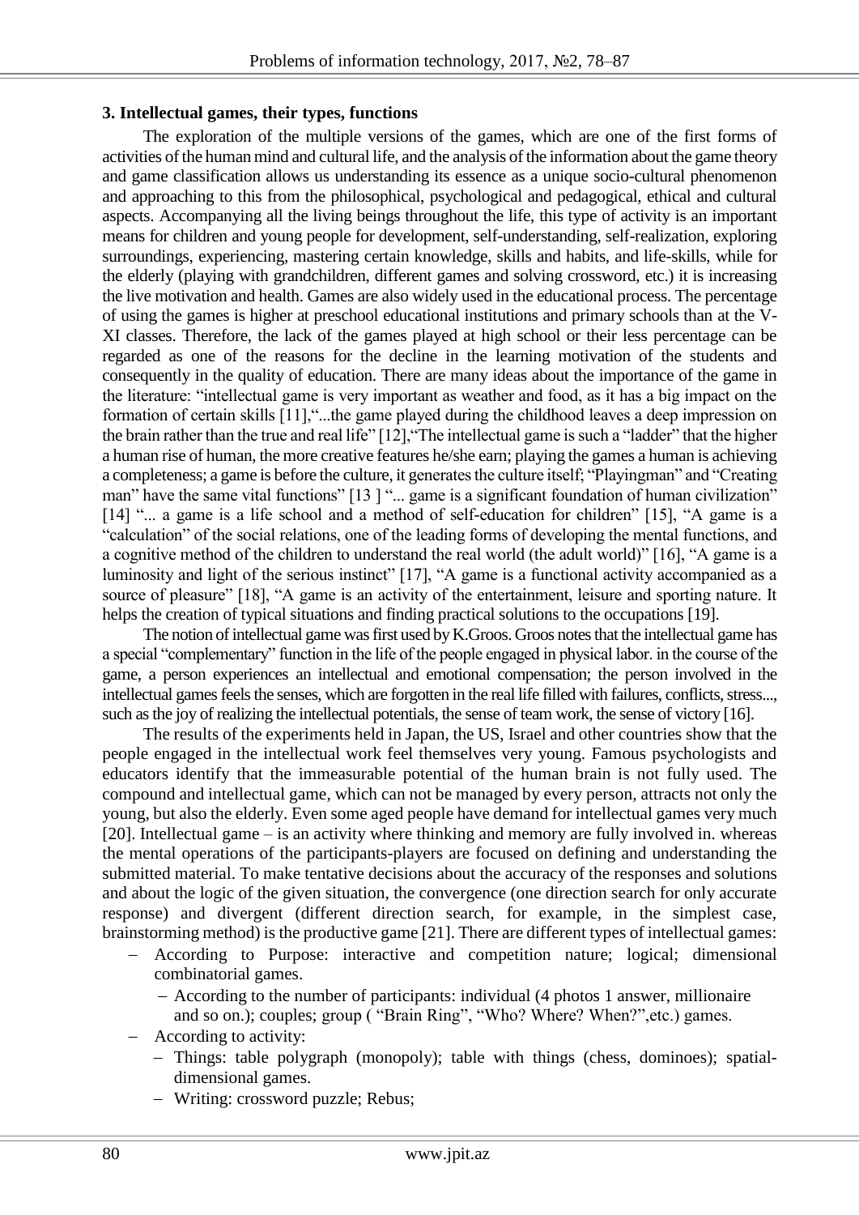### 3. Intellectual games, their types, functions

The exploration of the multiple versions of the games, which are one of the first forms of activities of the human mind and cultural life, and the analysis of the information about the game theory and game classification allows us understanding its essence as a unique socio-cultural phenomenon and approaching to this from the philosophical, psychological and pedagogical, ethical and cultural aspects. Accompanying all the living beings throughout the life, this type of activity is an important means for children and young people for development, self-understanding, self-realization, exploring surroundings, experiencing, mastering certain knowledge, skills and habits, and life-skills, while for the elderly (playing with grandchildren, different games and solving crossword, etc.) it is increasing the live motivation and health. Games are also widely used in the educational process. The percentage of using the games is higher at preschool educational institutions and primary schools than at the V-XI classes. Therefore, the lack of the games played at high school or their less percentage can be regarded as one of the reasons for the decline in the learning motivation of the students and consequently in the quality of education. There are many ideas about the importance of the game in the literature: "intellectual game is very important as weather and food, as it has a big impact on the formation of certain skills [11],"...the game played during the childhood leaves a deep impression on the brain rather than the true and real life" [12],"The intellectual game is such a "ladder" that the higher a human rise of human, the more creative features he/she earn; playing the games a human is achieving a completeness; a game is before the culture, it generates the culture itself; "Playingman" and "Creating man" have the same vital functions" [13 ] "... game is a significant foundation of human civilization" [14] "... a game is a life school and a method of self-education for children" [15], "A game is a "calculation" of the social relations, one of the leading forms of developing the mental functions, and a cognitive method of the children to understand the real world (the adult world)" [16], "A game is a luminosity and light of the serious instinct" [17], "A game is a functional activity accompanied as a source of pleasure" [18], "A game is an activity of the entertainment, leisure and sporting nature. It helps the creation of typical situations and finding practical solutions to the occupations [19].

The notion of intellectual game was first used by K.Groos. Groos notes that the intellectual game has a special "complementary" function in the life of the people engaged in physical labor. in the course of the game, a person experiences an intellectual and emotional compensation; the person involved in the intellectual games feels the senses, which are forgotten in the real life filled with failures, conflicts, stress..., such as the joy of realizing the intellectual potentials, the sense of team work, the sense of victory [16].

The results of the experiments held in Japan, the US, Israel and other countries show that the people engaged in the intellectual work feel themselves very young. Famous psychologists and educators identify that the immeasurable potential of the human brain is not fully used. The compound and intellectual game, which can not be managed by every person, attracts not only the young, but also the elderly. Even some aged people have demand for intellectual games very much [20]. Intellectual game – is an activity where thinking and memory are fully involved in. whereas the mental operations of the participants-players are focused on defining and understanding the submitted material. To make tentative decisions about the accuracy of the responses and solutions and about the logic of the given situation, the convergence (one direction search for only accurate response) and divergent (different direction search, for example, in the simplest case, brainstorming method) is the productive game [21]. There are different types of intellectual games:

- According to Purpose: interactive and competition nature; logical; dimensional combinatorial games.
  - According to the number of participants: individual (4 photos 1 answer, millionaire and so on.); couples; group ( "Brain Ring", "Who? Where? When?",etc.) games.
- According to activity:
  - Things: table polygraph (monopoly); table with things (chess, dominoes); spatial-dimensional games.
  - Writing: crossword puzzle; Rebus;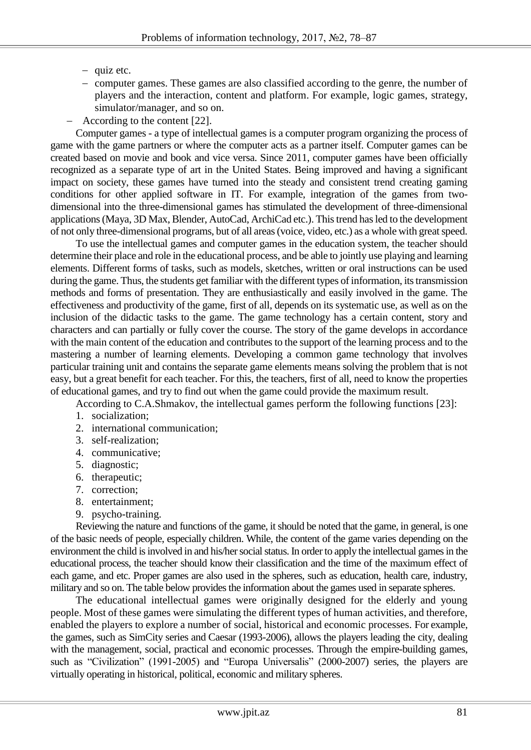- quiz etc.
  - computer games. These games are also classified according to the genre, the number of players and the interaction, content and platform. For example, logic games, strategy, simulator/manager, and so on.
- According to the content [22].

Computer games - a type of intellectual games is a computer program organizing the process of game with the game partners or where the computer acts as a partner itself. Computer games can be created based on movie and book and vice versa. Since 2011, computer games have been officially recognized as a separate type of art in the United States. Being improved and having a significant impact on society, these games have turned into the steady and consistent trend creating gaming conditions for other applied software in IT. For example, integration of the games from two-dimensional into the three-dimensional games has stimulated the development of three-dimensional applications (Maya, 3D Max, Blender, AutoCad, ArchiCad etc.). This trend has led to the development of not only three-dimensional programs, but of all areas (voice, video, etc.) as a whole with great speed.

To use the intellectual games and computer games in the education system, the teacher should determine their place and role in the educational process, and be able to jointly use playing and learning elements. Different forms of tasks, such as models, sketches, written or oral instructions can be used during the game. Thus, the students get familiar with the different types of information, its transmission methods and forms of presentation. They are enthusiastically and easily involved in the game. The effectiveness and productivity of the game, first of all, depends on its systematic use, as well as on the inclusion of the didactic tasks to the game. The game technology has a certain content, story and characters and can partially or fully cover the course. The story of the game develops in accordance with the main content of the education and contributes to the support of the learning process and to the mastering a number of learning elements. Developing a common game technology that involves particular training unit and contains the separate game elements means solving the problem that is not easy, but a great benefit for each teacher. For this, the teachers, first of all, need to know the properties of educational games, and try to find out when the game could provide the maximum result.

According to C.A.Shmakov, the intellectual games perform the following functions [23]:

1. socialization;
2. international communication;
3. self-realization;
4. communicative;
5. diagnostic;
6. therapeutic;
7. correction;
8. entertainment;
9. psycho-training.

Reviewing the nature and functions of the game, it should be noted that the game, in general, is one of the basic needs of people, especially children. While, the content of the game varies depending on the environment the child is involved in and his/her social status. In order to apply the intellectual games in the educational process, the teacher should know their classification and the time of the maximum effect of each game, and etc. Proper games are also used in the spheres, such as education, health care, industry, military and so on. The table below provides the information about the games used in separate spheres.

The educational intellectual games were originally designed for the elderly and young people. Most of these games were simulating the different types of human activities, and therefore, enabled the players to explore a number of social, historical and economic processes. For example, the games, such as SimCity series and Caesar (1993-2006), allows the players leading the city, dealing with the management, social, practical and economic processes. Through the empire-building games, such as "Civilization" (1991-2005) and "Europa Universalis" (2000-2007) series, the players are virtually operating in historical, political, economic and military spheres.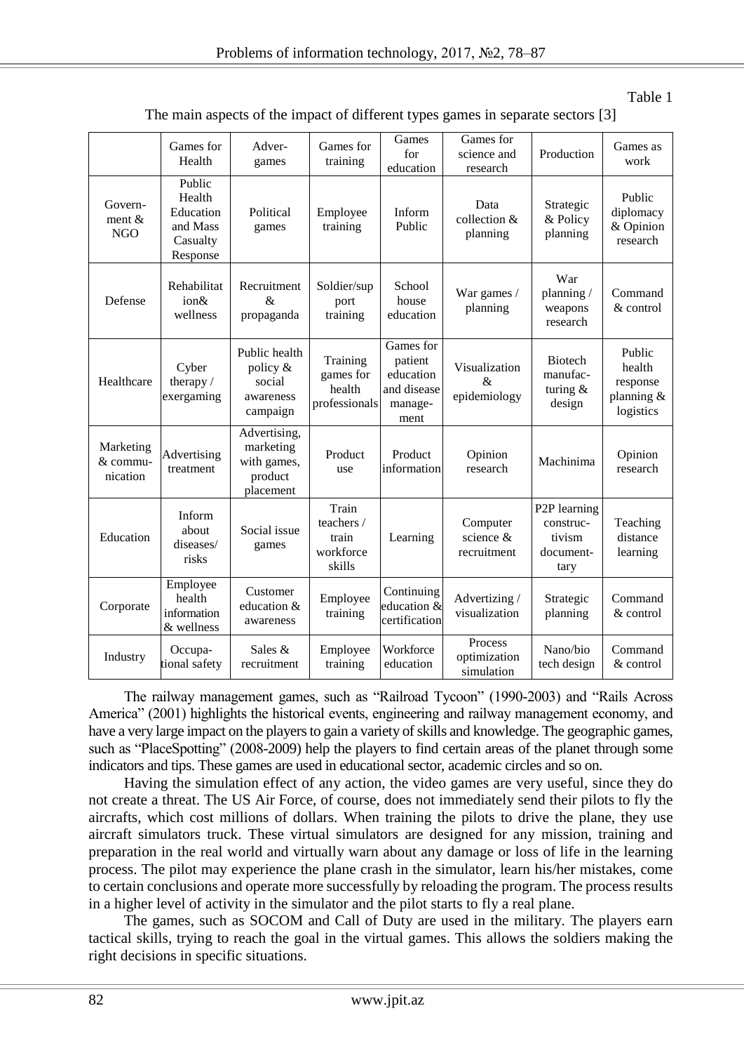Table 1

The main aspects of the impact of different types games in separate sectors [3]

| | Games for Health | Adver-games | Games for training | Games for education | Games for science and research | Production | Games as work |
|---|---|---|---|---|---|---|---|
| Govern-ment & NGO | Public Health Education and Mass Casualty Response | Political games | Employee training | Inform Public | Data collection & planning | Strategic & Policy planning | Public diplomacy & Opinion research |
| Defense | Rehabilitation& wellness | Recruitment & propaganda | Soldier/support training | School house education | War games / planning | War planning / weapons research | Command & control |
| Healthcare | Cyber therapy / exergaming | Public health policy & social awareness campaign | Training games for health professionals | Games for patient education and disease manage-ment | Visualization & epidemiology | Biotech manufac-turing & design | Public health response planning & logistics |
| Marketing & commu-nication | Advertising treatment | Advertising, marketing with games, product placement | Product use | Product information | Opinion research | Machinima | Opinion research |
| Education | Inform about diseases/ risks | Social issue games | Train teachers / train workforce skills | Learning | Computer science & recruitment | P2P learning construc-tivism document-tary | Teaching distance learning |
| Corporate | Employee health information & wellness | Customer education & awareness | Employee training | Continuing education & certification | Advertizing / visualization | Strategic planning | Command & control |
| Industry | Occupa-tional safety | Sales & recruitment | Employee training | Workforce education | Process optimization simulation | Nano/bio tech design | Command & control |

The railway management games, such as "Railroad Tycoon" (1990-2003) and "Rails Across America" (2001) highlights the historical events, engineering and railway management economy, and have a very large impact on the players to gain a variety of skills and knowledge. The geographic games, such as "PlaceSpotting" (2008-2009) help the players to find certain areas of the planet through some indicators and tips. These games are used in educational sector, academic circles and so on.

Having the simulation effect of any action, the video games are very useful, since they do not create a threat. The US Air Force, of course, does not immediately send their pilots to fly the aircrafts, which cost millions of dollars. When training the pilots to drive the plane, they use aircraft simulators truck. These virtual simulators are designed for any mission, training and preparation in the real world and virtually warn about any damage or loss of life in the learning process. The pilot may experience the plane crash in the simulator, learn his/her mistakes, come to certain conclusions and operate more successfully by reloading the program. The process results in a higher level of activity in the simulator and the pilot starts to fly a real plane.

The games, such as SOCOM and Call of Duty are used in the military. The players earn tactical skills, trying to reach the goal in the virtual games. This allows the soldiers making the right decisions in specific situations.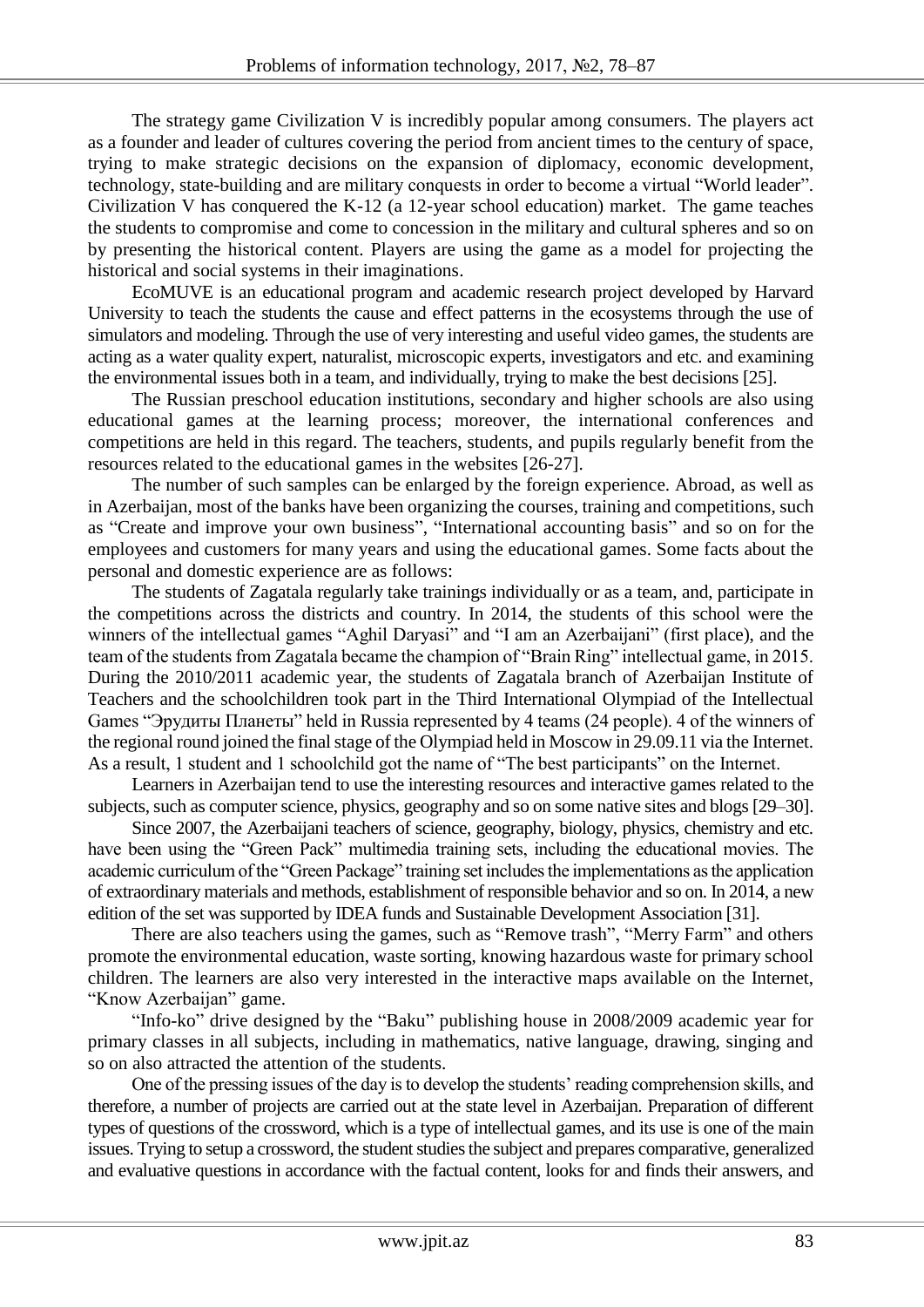The strategy game Civilization V is incredibly popular among consumers. The players act as a founder and leader of cultures covering the period from ancient times to the century of space, trying to make strategic decisions on the expansion of diplomacy, economic development, technology, state-building and are military conquests in order to become a virtual "World leader". Civilization V has conquered the K-12 (a 12-year school education) market. The game teaches the students to compromise and come to concession in the military and cultural spheres and so on by presenting the historical content. Players are using the game as a model for projecting the historical and social systems in their imaginations.

EcoMUVE is an educational program and academic research project developed by Harvard University to teach the students the cause and effect patterns in the ecosystems through the use of simulators and modeling. Through the use of very interesting and useful video games, the students are acting as a water quality expert, naturalist, microscopic experts, investigators and etc. and examining the environmental issues both in a team, and individually, trying to make the best decisions [25].

The Russian preschool education institutions, secondary and higher schools are also using educational games at the learning process; moreover, the international conferences and competitions are held in this regard. The teachers, students, and pupils regularly benefit from the resources related to the educational games in the websites [26-27].

The number of such samples can be enlarged by the foreign experience. Abroad, as well as in Azerbaijan, most of the banks have been organizing the courses, training and competitions, such as "Create and improve your own business", "International accounting basis" and so on for the employees and customers for many years and using the educational games. Some facts about the personal and domestic experience are as follows:

The students of Zagatala regularly take trainings individually or as a team, and, participate in the competitions across the districts and country. In 2014, the students of this school were the winners of the intellectual games "Aghil Daryasi" and "I am an Azerbaijani" (first place), and the team of the students from Zagatala became the champion of "Brain Ring" intellectual game, in 2015. During the 2010/2011 academic year, the students of Zagatala branch of Azerbaijan Institute of Teachers and the schoolchildren took part in the Third International Olympiad of the Intellectual Games "Эрудиты Планеты" held in Russia represented by 4 teams (24 people). 4 of the winners of the regional round joined the final stage of the Olympiad held in Moscow in 29.09.11 via the Internet. As a result, 1 student and 1 schoolchild got the name of "The best participants" on the Internet.

Learners in Azerbaijan tend to use the interesting resources and interactive games related to the subjects, such as computer science, physics, geography and so on some native sites and blogs [29–30].

Since 2007, the Azerbaijani teachers of science, geography, biology, physics, chemistry and etc. have been using the "Green Pack" multimedia training sets, including the educational movies. The academic curriculum of the "Green Package" training set includes the implementations as the application of extraordinary materials and methods, establishment of responsible behavior and so on. In 2014, a new edition of the set was supported by IDEA funds and Sustainable Development Association [31].

There are also teachers using the games, such as "Remove trash", "Merry Farm" and others promote the environmental education, waste sorting, knowing hazardous waste for primary school children. The learners are also very interested in the interactive maps available on the Internet, "Know Azerbaijan" game.

"Info-ko" drive designed by the "Baku" publishing house in 2008/2009 academic year for primary classes in all subjects, including in mathematics, native language, drawing, singing and so on also attracted the attention of the students.

One of the pressing issues of the day is to develop the students' reading comprehension skills, and therefore, a number of projects are carried out at the state level in Azerbaijan. Preparation of different types of questions of the crossword, which is a type of intellectual games, and its use is one of the main issues. Trying to setup a crossword, the student studies the subject and prepares comparative, generalized and evaluative questions in accordance with the factual content, looks for and finds their answers, and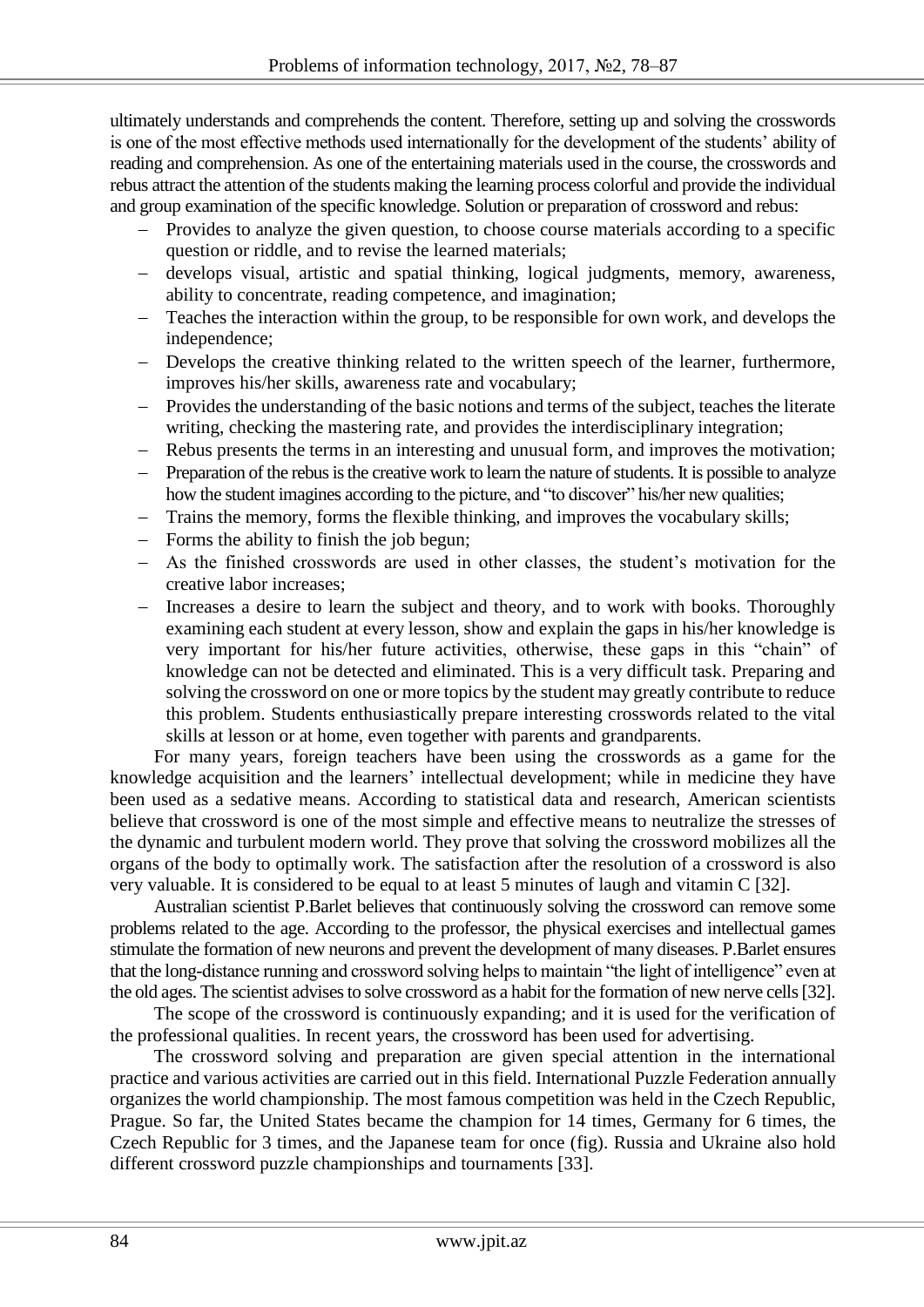ultimately understands and comprehends the content. Therefore, setting up and solving the crosswords is one of the most effective methods used internationally for the development of the students' ability of reading and comprehension. As one of the entertaining materials used in the course, the crosswords and rebus attract the attention of the students making the learning process colorful and provide the individual and group examination of the specific knowledge. Solution or preparation of crossword and rebus:

- Provides to analyze the given question, to choose course materials according to a specific question or riddle, and to revise the learned materials;
- develops visual, artistic and spatial thinking, logical judgments, memory, awareness, ability to concentrate, reading competence, and imagination;
- Teaches the interaction within the group, to be responsible for own work, and develops the independence;
- Develops the creative thinking related to the written speech of the learner, furthermore, improves his/her skills, awareness rate and vocabulary;
- Provides the understanding of the basic notions and terms of the subject, teaches the literate writing, checking the mastering rate, and provides the interdisciplinary integration;
- Rebus presents the terms in an interesting and unusual form, and improves the motivation;
- Preparation of the rebus is the creative work to learn the nature of students. It is possible to analyze how the student imagines according to the picture, and "to discover" his/her new qualities;
- Trains the memory, forms the flexible thinking, and improves the vocabulary skills;
- Forms the ability to finish the job begun;
- As the finished crosswords are used in other classes, the student's motivation for the creative labor increases;
- Increases a desire to learn the subject and theory, and to work with books. Thoroughly examining each student at every lesson, show and explain the gaps in his/her knowledge is very important for his/her future activities, otherwise, these gaps in this "chain" of knowledge can not be detected and eliminated. This is a very difficult task. Preparing and solving the crossword on one or more topics by the student may greatly contribute to reduce this problem. Students enthusiastically prepare interesting crosswords related to the vital skills at lesson or at home, even together with parents and grandparents.

For many years, foreign teachers have been using the crosswords as a game for the knowledge acquisition and the learners' intellectual development; while in medicine they have been used as a sedative means. According to statistical data and research, American scientists believe that crossword is one of the most simple and effective means to neutralize the stresses of the dynamic and turbulent modern world. They prove that solving the crossword mobilizes all the organs of the body to optimally work. The satisfaction after the resolution of a crossword is also very valuable. It is considered to be equal to at least 5 minutes of laugh and vitamin C [32].

Australian scientist P.Barlet believes that continuously solving the crossword can remove some problems related to the age. According to the professor, the physical exercises and intellectual games stimulate the formation of new neurons and prevent the development of many diseases. P.Barlet ensures that the long-distance running and crossword solving helps to maintain "the light of intelligence" even at the old ages. The scientist advises to solve crossword as a habit for the formation of new nerve cells [32].

The scope of the crossword is continuously expanding; and it is used for the verification of the professional qualities. In recent years, the crossword has been used for advertising.

The crossword solving and preparation are given special attention in the international practice and various activities are carried out in this field. International Puzzle Federation annually organizes the world championship. The most famous competition was held in the Czech Republic, Prague. So far, the United States became the champion for 14 times, Germany for 6 times, the Czech Republic for 3 times, and the Japanese team for once (fig). Russia and Ukraine also hold different crossword puzzle championships and tournaments [33].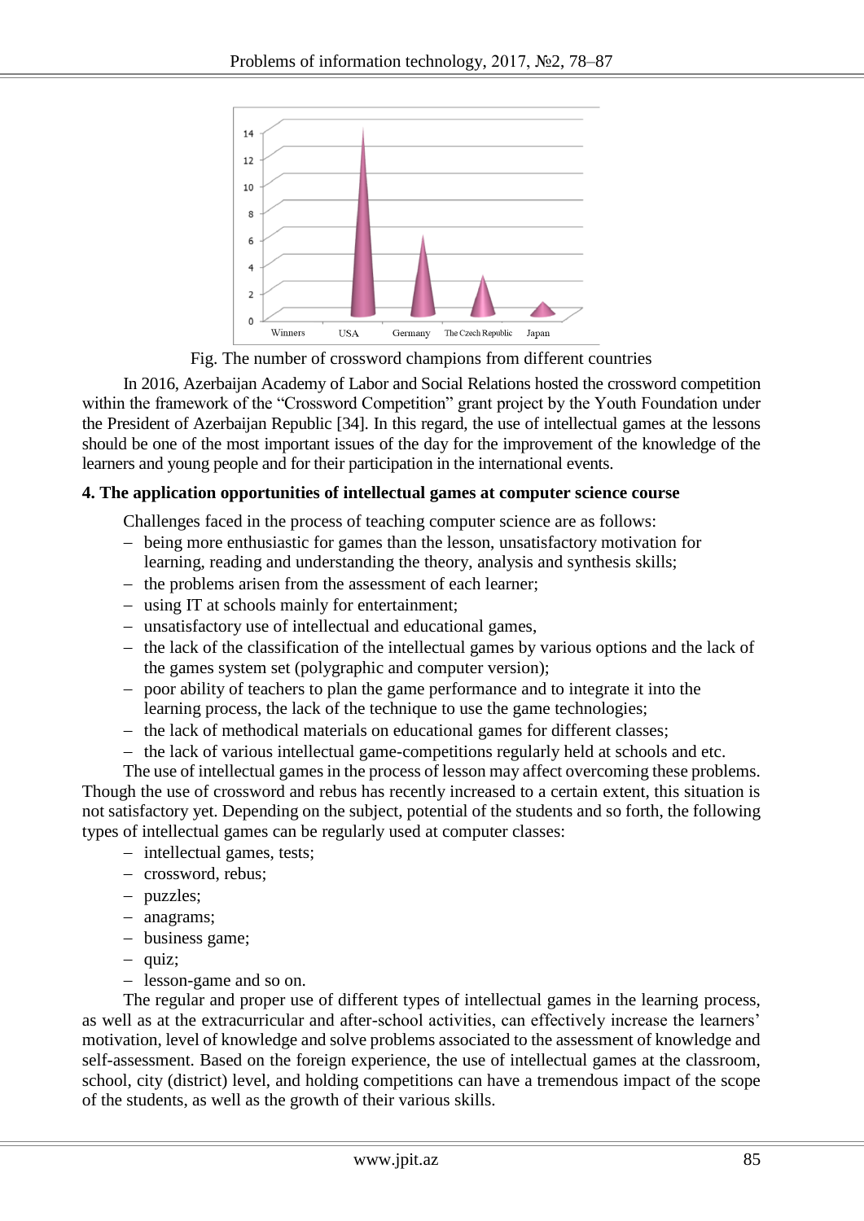Fig. The number of crossword champions from different countries

In 2016, Azerbaijan Academy of Labor and Social Relations hosted the crossword competition within the framework of the "Crossword Competition" grant project by the Youth Foundation under the President of Azerbaijan Republic [34]. In this regard, the use of intellectual games at the lessons should be one of the most important issues of the day for the improvement of the knowledge of the learners and young people and for their participation in the international events.

**4. The application opportunities of intellectual games at computer science course**

Challenges faced in the process of teaching computer science are as follows:

- being more enthusiastic for games than the lesson, unsatisfactory motivation for learning, reading and understanding the theory, analysis and synthesis skills;
- the problems arisen from the assessment of each learner;
- using IT at schools mainly for entertainment;
- unsatisfactory use of intellectual and educational games,
- the lack of the classification of the intellectual games by various options and the lack of the games system set (polygraphic and computer version);
- poor ability of teachers to plan the game performance and to integrate it into the learning process, the lack of the technique to use the game technologies;
- the lack of methodical materials on educational games for different classes;
- the lack of various intellectual game-competitions regularly held at schools and etc.

The use of intellectual games in the process of lesson may affect overcoming these problems. Though the use of crossword and rebus has recently increased to a certain extent, this situation is not satisfactory yet. Depending on the subject, potential of the students and so forth, the following types of intellectual games can be regularly used at computer classes:

- intellectual games, tests;
- crossword, rebus;
- puzzles;
- anagrams;
- business game;
- quiz;
- lesson-game and so on.

The regular and proper use of different types of intellectual games in the learning process, as well as at the extracurricular and after-school activities, can effectively increase the learners' motivation, level of knowledge and solve problems associated to the assessment of knowledge and self-assessment. Based on the foreign experience, the use of intellectual games at the classroom, school, city (district) level, and holding competitions can have a tremendous impact of the scope of the students, as well as the growth of their various skills.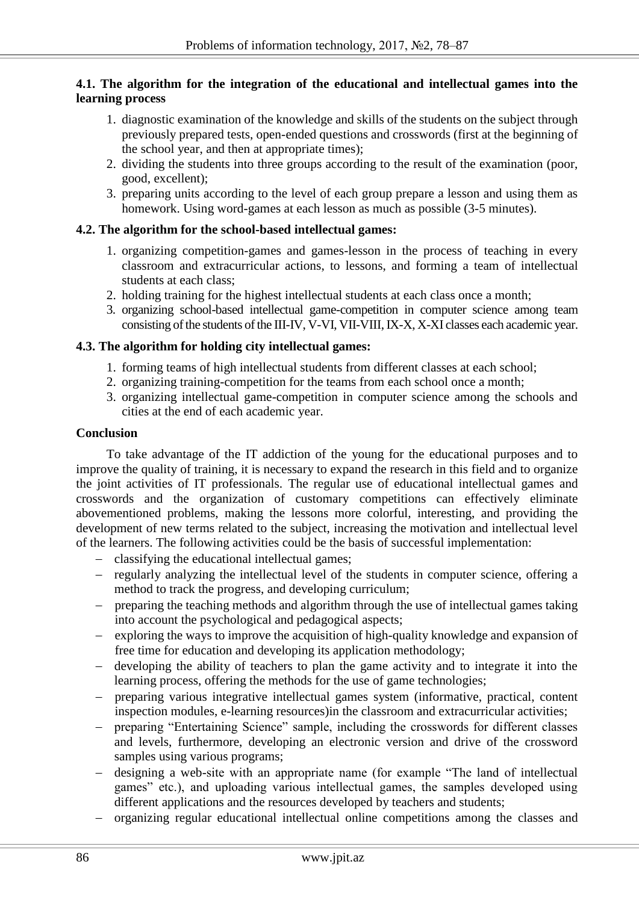### 4.1. The algorithm for the integration of the educational and intellectual games into the learning process

1. diagnostic examination of the knowledge and skills of the students on the subject through previously prepared tests, open-ended questions and crosswords (first at the beginning of the school year, and then at appropriate times);
2. dividing the students into three groups according to the result of the examination (poor, good, excellent);
3. preparing units according to the level of each group prepare a lesson and using them as homework. Using word-games at each lesson as much as possible (3-5 minutes).

### 4.2. The algorithm for the school-based intellectual games:

1. organizing competition-games and games-lesson in the process of teaching in every classroom and extracurricular actions, to lessons, and forming a team of intellectual students at each class;
2. holding training for the highest intellectual students at each class once a month;
3. organizing school-based intellectual game-competition in computer science among team consisting of the students of the III-IV, V-VI, VII-VIII, IX-X, X-XI classes each academic year.

### 4.3. The algorithm for holding city intellectual games:

1. forming teams of high intellectual students from different classes at each school;
2. organizing training-competition for the teams from each school once a month;
3. organizing intellectual game-competition in computer science among the schools and cities at the end of each academic year.

## Conclusion

To take advantage of the IT addiction of the young for the educational purposes and to improve the quality of training, it is necessary to expand the research in this field and to organize the joint activities of IT professionals. The regular use of educational intellectual games and crosswords and the organization of customary competitions can effectively eliminate abovementioned problems, making the lessons more colorful, interesting, and providing the development of new terms related to the subject, increasing the motivation and intellectual level of the learners. The following activities could be the basis of successful implementation:

- classifying the educational intellectual games;
- regularly analyzing the intellectual level of the students in computer science, offering a method to track the progress, and developing curriculum;
- preparing the teaching methods and algorithm through the use of intellectual games taking into account the psychological and pedagogical aspects;
- exploring the ways to improve the acquisition of high-quality knowledge and expansion of free time for education and developing its application methodology;
- developing the ability of teachers to plan the game activity and to integrate it into the learning process, offering the methods for the use of game technologies;
- preparing various integrative intellectual games system (informative, practical, content inspection modules, e-learning resources)in the classroom and extracurricular activities;
- preparing "Entertaining Science" sample, including the crosswords for different classes and levels, furthermore, developing an electronic version and drive of the crossword samples using various programs;
- designing a web-site with an appropriate name (for example "The land of intellectual games" etc.), and uploading various intellectual games, the samples developed using different applications and the resources developed by teachers and students;
- organizing regular educational intellectual online competitions among the classes and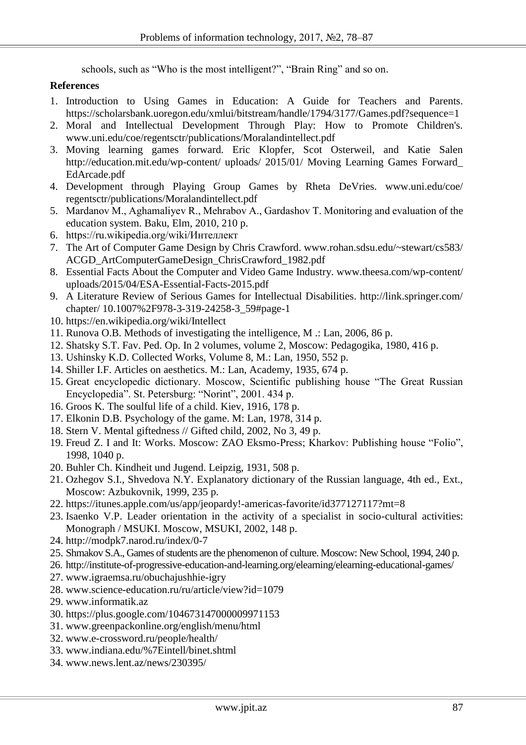schools, such as “Who is the most intelligent?”, “Brain Ring” and so on.

**References**

1. Introduction to Using Games in Education: A Guide for Teachers and Parents. https://scholarsbank.uoregon.edu/xmlui/bitstream/handle/1794/3177/Games.pdf?sequence=1
2. Moral and Intellectual Development Through Play: How to Promote Children's. www.uni.edu/coe/regentsctr/publications/Moralandintellect.pdf
3. Moving learning games forward. Eric Klopfer, Scot Osterweil, and Katie Salen http://education.mit.edu/wp-content/ uploads/ 2015/01/ Moving Learning Games Forward_ EdArcade.pdf
4. Development through Playing Group Games by Rheta DeVries. www.uni.edu/coe/ regentsctr/publications/Moralandintellect.pdf
5. Mardanov M., Aghamaliyev R., Mehrabov A., Gardashov T. Monitoring and evaluation of the education system. Baku, Elm, 2010, 210 p.
6. https://ru.wikipedia.org/wiki/Интеллект
7. The Art of Computer Game Design by Chris Crawford. www.rohan.sdsu.edu/~stewart/cs583/ ACGD_ArtComputerGameDesign_ChrisCrawford_1982.pdf
8. Essential Facts About the Computer and Video Game Industry. www.theesa.com/wp-content/ uploads/2015/04/ESA-Essential-Facts-2015.pdf
9. A Literature Review of Serious Games for Intellectual Disabilities. http://link.springer.com/ chapter/ 10.1007%2F978-3-319-24258-3_59#page-1
10. https://en.wikipedia.org/wiki/Intellect
11. Runova O.B. Methods of investigating the intelligence, M .: Lan, 2006, 86 p.
12. Shatsky S.T. Fav. Ped. Op. In 2 volumes, volume 2, Moscow: Pedagogika, 1980, 416 p.
13. Ushinsky K.D. Collected Works, Volume 8, M.: Lan, 1950, 552 p.
14. Shiller I.F. Articles on aesthetics. M.: Lan, Academy, 1935, 674 p.
15. Great encyclopedic dictionary. Moscow, Scientific publishing house “The Great Russian Encyclopedia”. St. Petersburg: “Norint”, 2001. 434 p.
16. Groos K. The soulful life of a child. Kiev, 1916, 178 p.
17. Elkonin D.B. Psychology of the game. M: Lan, 1978, 314 p.
18. Stern V. Mental giftedness // Gifted child, 2002, No 3, 49 p.
19. Freud Z. I and It: Works. Moscow: ZAO Eksmo-Press; Kharkov: Publishing house “Folio”, 1998, 1040 p.
20. Buhler Ch. Kindheit und Jugend. Leipzig, 1931, 508 p.
21. Ozhegov S.I., Shvedova N.Y. Explanatory dictionary of the Russian language, 4th ed., Ext., Moscow: Azbukovnik, 1999, 235 p.
22. https://itunes.apple.com/us/app/jeopardy!-americas-favorite/id377127117?mt=8
23. Isaenko V.P. Leader orientation in the activity of a specialist in socio-cultural activities: Monograph / MSUKI. Moscow, MSUKI, 2002, 148 p.
24. http://modpk7.narod.ru/index/0-7
25. Shmakov S.A., Games of students are the phenomenon of culture. Moscow: New School, 1994, 240 p.
26. http://institute-of-progressive-education-and-learning.org/elearning/elearning-educational-games/
27. www.igraemsa.ru/obuchajushhie-igry
28. www.science-education.ru/ru/article/view?id=1079
29. www.informatik.az
30. https://plus.google.com/104673147000009971153
31. www.greenpackonline.org/english/menu/html
32. www.e-crossword.ru/people/health/
33. www.indiana.edu/%7Eintell/binet.shtml
34. www.news.lent.az/news/230395/